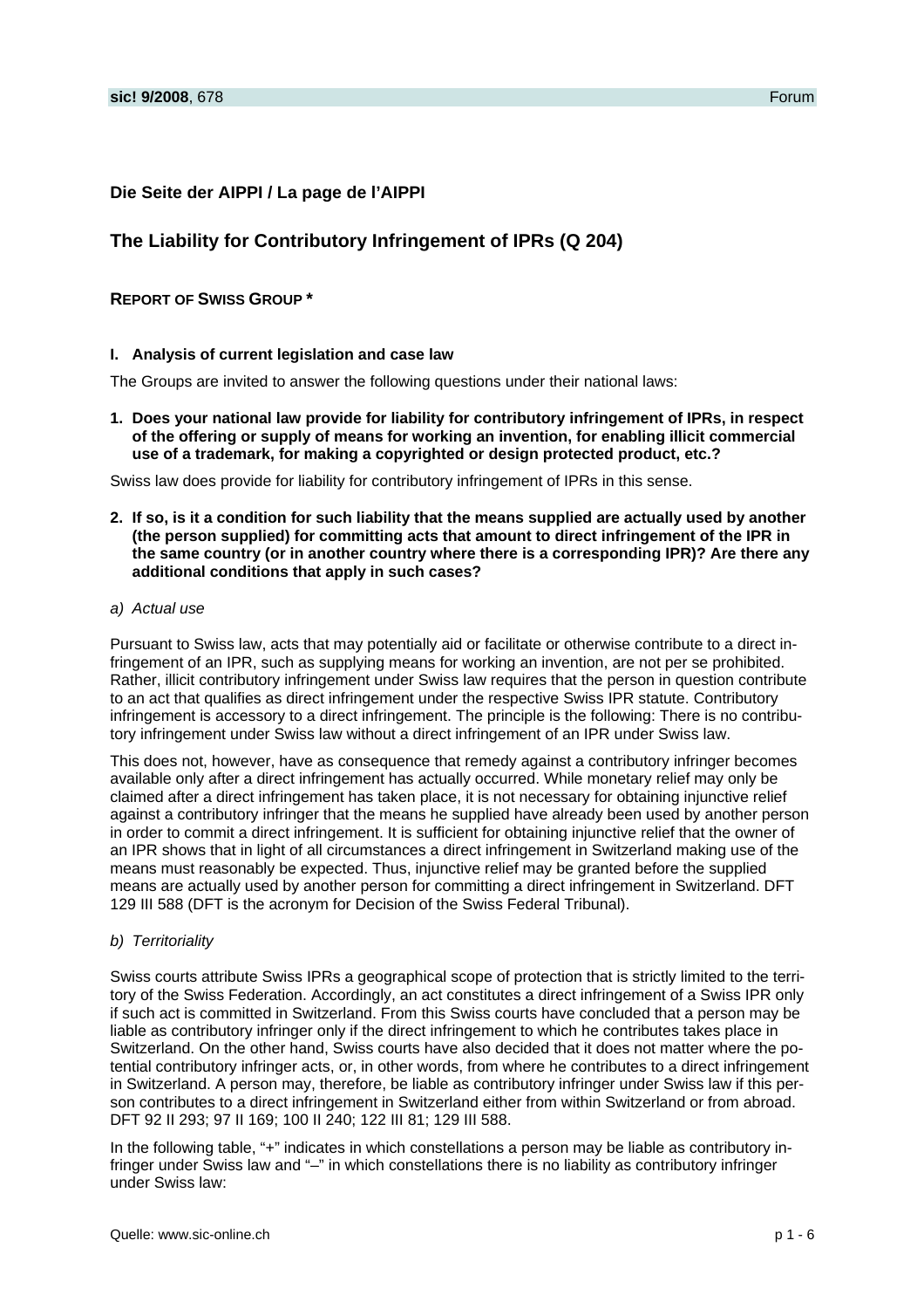## Die Seite der AIPPI / La page de l'AIPPI

# The Liability for Contributory Infringement of IPRs (Q 204)

### REPORT OF SWISS GROUP *

#### I. Analysis of current legislation and case law

The Groups are invited to answer the following questions under their national laws:

**1. Does your national law provide for liability for contributory infringement of IPRs, in respect of the offering or supply of means for working an invention, for enabling illicit commercial use of a trademark, for making a copyrighted or design protected product, etc.?**

Swiss law does provide for liability for contributory infringement of IPRs in this sense.

**2. If so, is it a condition for such liability that the means supplied are actually used by another (the person supplied) for committing acts that amount to direct infringement of the IPR in the same country (or in another country where there is a corresponding IPR)? Are there any additional conditions that apply in such cases?**

*a) Actual use*

Pursuant to Swiss law, acts that may potentially aid or facilitate or otherwise contribute to a direct infringement of an IPR, such as supplying means for working an invention, are not per se prohibited. Rather, illicit contributory infringement under Swiss law requires that the person in question contribute to an act that qualifies as direct infringement under the respective Swiss IPR statute. Contributory infringement is accessory to a direct infringement. The principle is the following: There is no contributory infringement under Swiss law without a direct infringement of an IPR under Swiss law.

This does not, however, have as consequence that remedy against a contributory infringer becomes available only after a direct infringement has actually occurred. While monetary relief may only be claimed after a direct infringement has taken place, it is not necessary for obtaining injunctive relief against a contributory infringer that the means he supplied have already been used by another person in order to commit a direct infringement. It is sufficient for obtaining injunctive relief that the owner of an IPR shows that in light of all circumstances a direct infringement in Switzerland making use of the means must reasonably be expected. Thus, injunctive relief may be granted before the supplied means are actually used by another person for committing a direct infringement in Switzerland. DFT 129 III 588 (DFT is the acronym for Decision of the Swiss Federal Tribunal).

*b) Territoriality*

Swiss courts attribute Swiss IPRs a geographical scope of protection that is strictly limited to the territory of the Swiss Federation. Accordingly, an act constitutes a direct infringement of a Swiss IPR only if such act is committed in Switzerland. From this Swiss courts have concluded that a person may be liable as contributory infringer only if the direct infringement to which he contributes takes place in Switzerland. On the other hand, Swiss courts have also decided that it does not matter where the potential contributory infringer acts, or, in other words, from where he contributes to a direct infringement in Switzerland. A person may, therefore, be liable as contributory infringer under Swiss law if this person contributes to a direct infringement in Switzerland either from within Switzerland or from abroad. DFT 92 II 293; 97 II 169; 100 II 240; 122 III 81; 129 III 588.

In the following table, "+" indicates in which constellations a person may be liable as contributory infringer under Swiss law and "–" in which constellations there is no liability as contributory infringer under Swiss law: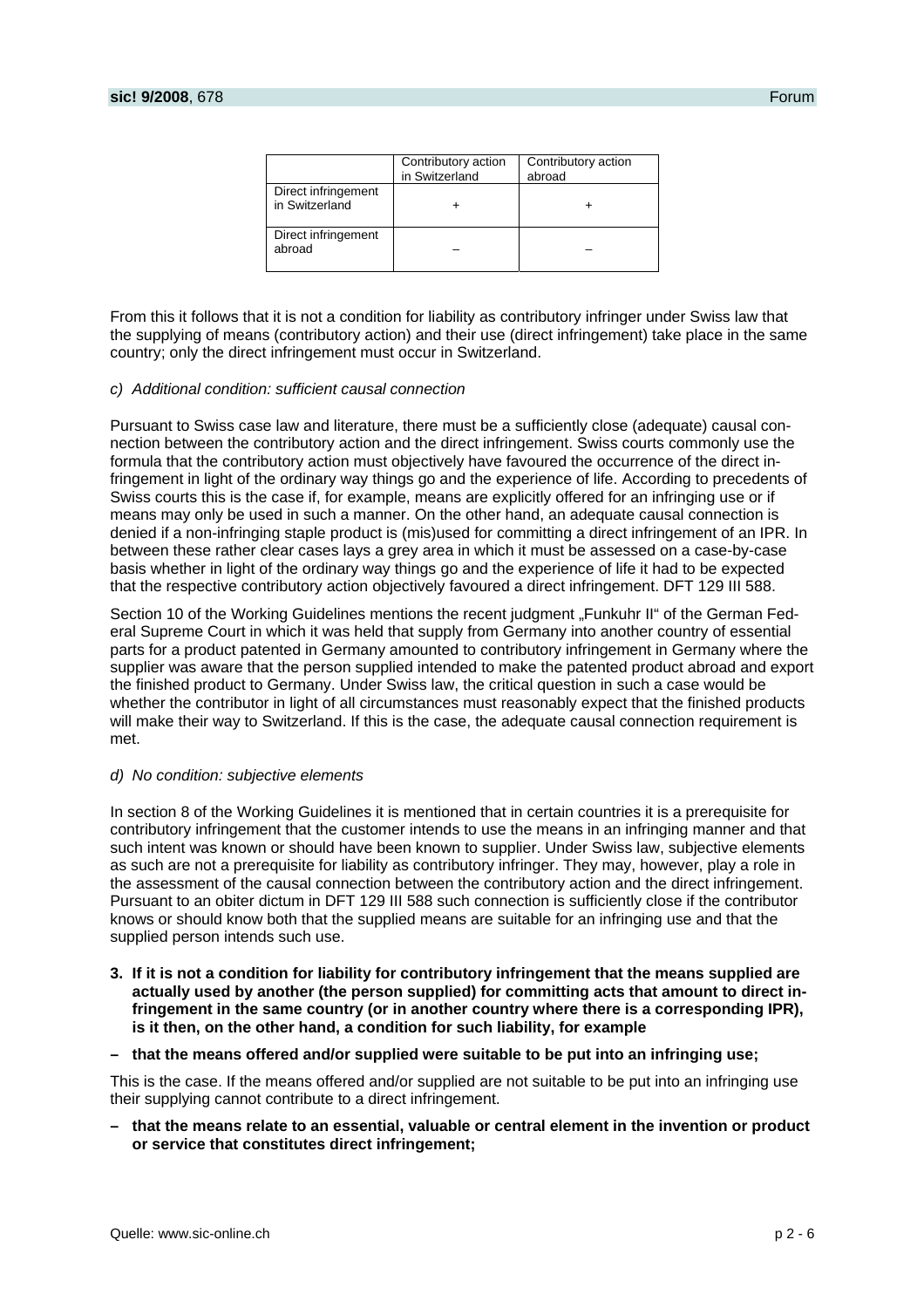| | Contributory action in Switzerland | Contributory action abroad |
|---|---|---|
| Direct infringement in Switzerland | + | + |
| Direct infringement abroad | – | – |

From this it follows that it is not a condition for liability as contributory infringer under Swiss law that the supplying of means (contributory action) and their use (direct infringement) take place in the same country; only the direct infringement must occur in Switzerland.

*c) Additional condition: sufficient causal connection*

Pursuant to Swiss case law and literature, there must be a sufficiently close (adequate) causal connection between the contributory action and the direct infringement. Swiss courts commonly use the formula that the contributory action must objectively have favoured the occurrence of the direct infringement in light of the ordinary way things go and the experience of life. According to precedents of Swiss courts this is the case if, for example, means are explicitly offered for an infringing use or if means may only be used in such a manner. On the other hand, an adequate causal connection is denied if a non-infringing staple product is (mis)used for committing a direct infringement of an IPR. In between these rather clear cases lays a grey area in which it must be assessed on a case-by-case basis whether in light of the ordinary way things go and the experience of life it had to be expected that the respective contributory action objectively favoured a direct infringement. DFT 129 III 588.

Section 10 of the Working Guidelines mentions the recent judgment „Funkuhr II" of the German Federal Supreme Court in which it was held that supply from Germany into another country of essential parts for a product patented in Germany amounted to contributory infringement in Germany where the supplier was aware that the person supplied intended to make the patented product abroad and export the finished product to Germany. Under Swiss law, the critical question in such a case would be whether the contributor in light of all circumstances must reasonably expect that the finished products will make their way to Switzerland. If this is the case, the adequate causal connection requirement is met.

*d) No condition: subjective elements*

In section 8 of the Working Guidelines it is mentioned that in certain countries it is a prerequisite for contributory infringement that the customer intends to use the means in an infringing manner and that such intent was known or should have been known to supplier. Under Swiss law, subjective elements as such are not a prerequisite for liability as contributory infringer. They may, however, play a role in the assessment of the causal connection between the contributory action and the direct infringement. Pursuant to an obiter dictum in DFT 129 III 588 such connection is sufficiently close if the contributor knows or should know both that the supplied means are suitable for an infringing use and that the supplied person intends such use.

**3. If it is not a condition for liability for contributory infringement that the means supplied are actually used by another (the person supplied) for committing acts that amount to direct infringement in the same country (or in another country where there is a corresponding IPR), is it then, on the other hand, a condition for such liability, for example**

**– that the means offered and/or supplied were suitable to be put into an infringing use;**

This is the case. If the means offered and/or supplied are not suitable to be put into an infringing use their supplying cannot contribute to a direct infringement.

**– that the means relate to an essential, valuable or central element in the invention or product or service that constitutes direct infringement;**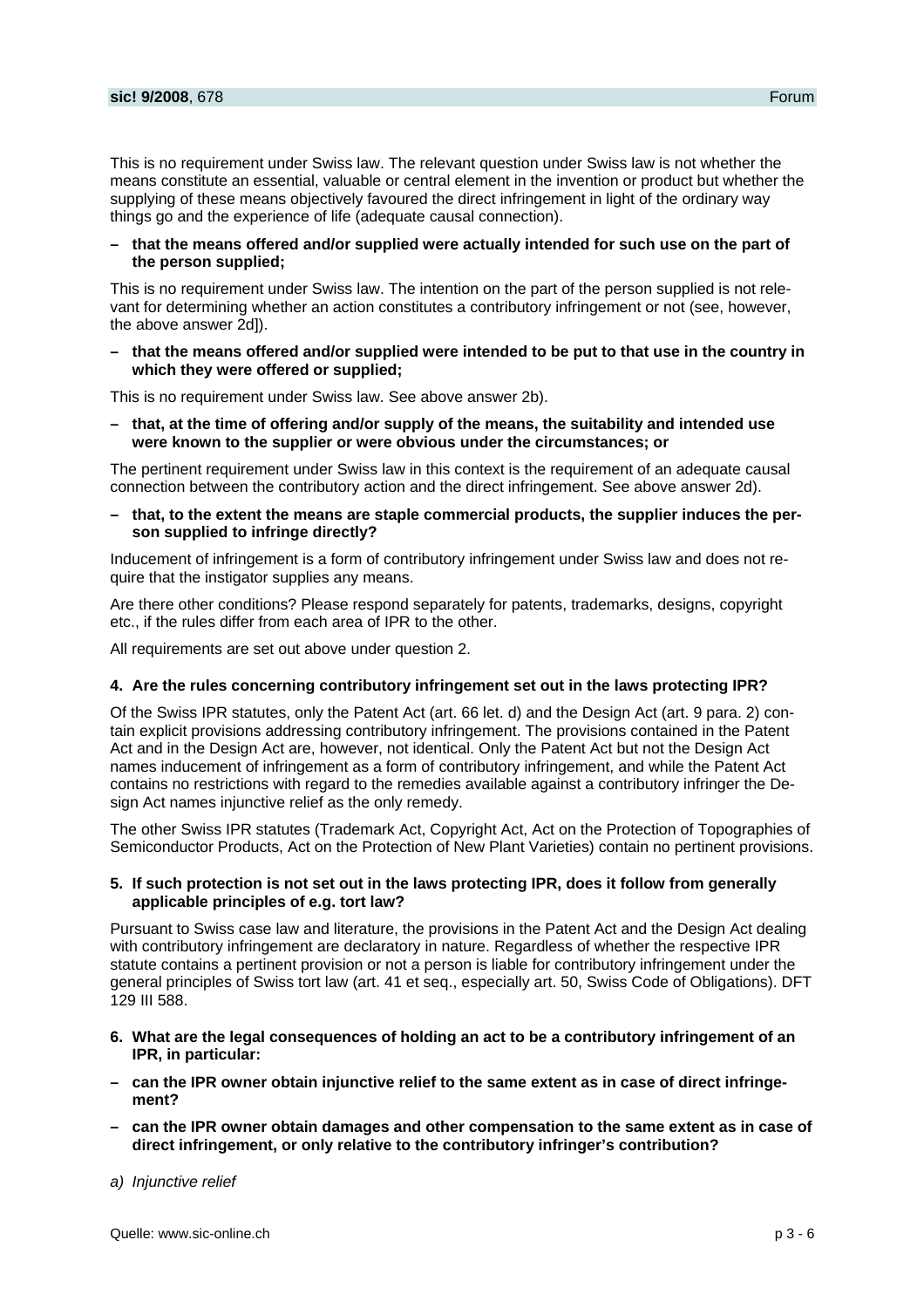This is no requirement under Swiss law. The relevant question under Swiss law is not whether the means constitute an essential, valuable or central element in the invention or product but whether the supplying of these means objectively favoured the direct infringement in light of the ordinary way things go and the experience of life (adequate causal connection).

**– that the means offered and/or supplied were actually intended for such use on the part of the person supplied;**

This is no requirement under Swiss law. The intention on the part of the person supplied is not relevant for determining whether an action constitutes a contributory infringement or not (see, however, the above answer 2d]).

**– that the means offered and/or supplied were intended to be put to that use in the country in which they were offered or supplied;**

This is no requirement under Swiss law. See above answer 2b).

**– that, at the time of offering and/or supply of the means, the suitability and intended use were known to the supplier or were obvious under the circumstances; or**

The pertinent requirement under Swiss law in this context is the requirement of an adequate causal connection between the contributory action and the direct infringement. See above answer 2d).

**– that, to the extent the means are staple commercial products, the supplier induces the person supplied to infringe directly?**

Inducement of infringement is a form of contributory infringement under Swiss law and does not require that the instigator supplies any means.

Are there other conditions? Please respond separately for patents, trademarks, designs, copyright etc., if the rules differ from each area of IPR to the other.

All requirements are set out above under question 2.

**4. Are the rules concerning contributory infringement set out in the laws protecting IPR?**

Of the Swiss IPR statutes, only the Patent Act (art. 66 let. d) and the Design Act (art. 9 para. 2) contain explicit provisions addressing contributory infringement. The provisions contained in the Patent Act and in the Design Act are, however, not identical. Only the Patent Act but not the Design Act names inducement of infringement as a form of contributory infringement, and while the Patent Act contains no restrictions with regard to the remedies available against a contributory infringer the Design Act names injunctive relief as the only remedy.

The other Swiss IPR statutes (Trademark Act, Copyright Act, Act on the Protection of Topographies of Semiconductor Products, Act on the Protection of New Plant Varieties) contain no pertinent provisions.

**5. If such protection is not set out in the laws protecting IPR, does it follow from generally applicable principles of e.g. tort law?**

Pursuant to Swiss case law and literature, the provisions in the Patent Act and the Design Act dealing with contributory infringement are declaratory in nature. Regardless of whether the respective IPR statute contains a pertinent provision or not a person is liable for contributory infringement under the general principles of Swiss tort law (art. 41 et seq., especially art. 50, Swiss Code of Obligations). DFT 129 III 588.

**6. What are the legal consequences of holding an act to be a contributory infringement of an IPR, in particular:**

**– can the IPR owner obtain injunctive relief to the same extent as in case of direct infringement?**

**– can the IPR owner obtain damages and other compensation to the same extent as in case of direct infringement, or only relative to the contributory infringer's contribution?**

*a) Injunctive relief*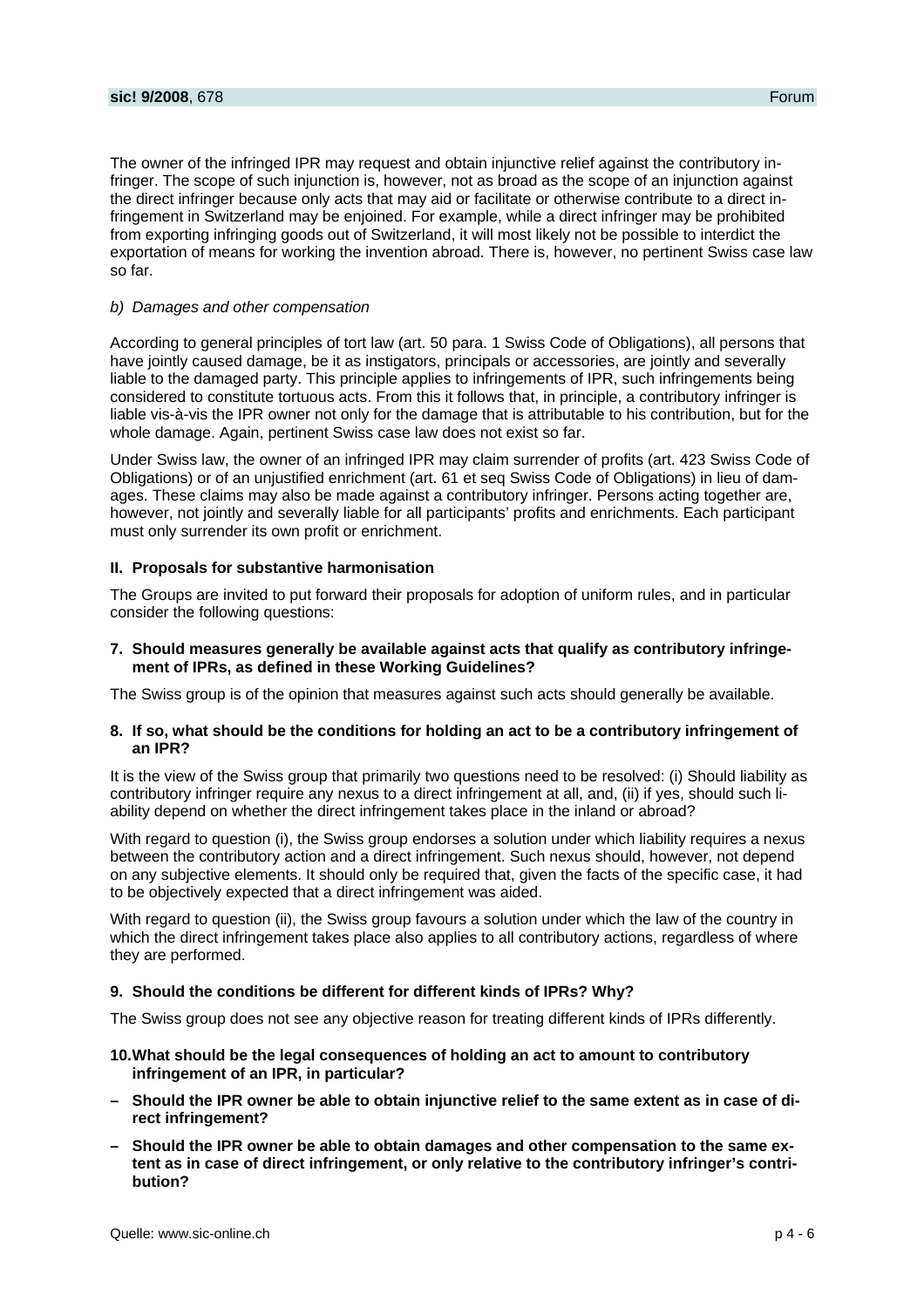The owner of the infringed IPR may request and obtain injunctive relief against the contributory infringer. The scope of such injunction is, however, not as broad as the scope of an injunction against the direct infringer because only acts that may aid or facilitate or otherwise contribute to a direct infringement in Switzerland may be enjoined. For example, while a direct infringer may be prohibited from exporting infringing goods out of Switzerland, it will most likely not be possible to interdict the exportation of means for working the invention abroad. There is, however, no pertinent Swiss case law so far.

*b) Damages and other compensation*

According to general principles of tort law (art. 50 para. 1 Swiss Code of Obligations), all persons that have jointly caused damage, be it as instigators, principals or accessories, are jointly and severally liable to the damaged party. This principle applies to infringements of IPR, such infringements being considered to constitute tortuous acts. From this it follows that, in principle, a contributory infringer is liable vis-à-vis the IPR owner not only for the damage that is attributable to his contribution, but for the whole damage. Again, pertinent Swiss case law does not exist so far.

Under Swiss law, the owner of an infringed IPR may claim surrender of profits (art. 423 Swiss Code of Obligations) or of an unjustified enrichment (art. 61 et seq Swiss Code of Obligations) in lieu of damages. These claims may also be made against a contributory infringer. Persons acting together are, however, not jointly and severally liable for all participants' profits and enrichments. Each participant must only surrender its own profit or enrichment.

### II. Proposals for substantive harmonisation

The Groups are invited to put forward their proposals for adoption of uniform rules, and in particular consider the following questions:

**7. Should measures generally be available against acts that qualify as contributory infringement of IPRs, as defined in these Working Guidelines?**

The Swiss group is of the opinion that measures against such acts should generally be available.

**8. If so, what should be the conditions for holding an act to be a contributory infringement of an IPR?**

It is the view of the Swiss group that primarily two questions need to be resolved: (i) Should liability as contributory infringer require any nexus to a direct infringement at all, and, (ii) if yes, should such liability depend on whether the direct infringement takes place in the inland or abroad?

With regard to question (i), the Swiss group endorses a solution under which liability requires a nexus between the contributory action and a direct infringement. Such nexus should, however, not depend on any subjective elements. It should only be required that, given the facts of the specific case, it had to be objectively expected that a direct infringement was aided.

With regard to question (ii), the Swiss group favours a solution under which the law of the country in which the direct infringement takes place also applies to all contributory actions, regardless of where they are performed.

**9. Should the conditions be different for different kinds of IPRs? Why?**

The Swiss group does not see any objective reason for treating different kinds of IPRs differently.

**10. What should be the legal consequences of holding an act to amount to contributory infringement of an IPR, in particular?**

- **Should the IPR owner be able to obtain injunctive relief to the same extent as in case of direct infringement?**
- **Should the IPR owner be able to obtain damages and other compensation to the same extent as in case of direct infringement, or only relative to the contributory infringer's contribution?**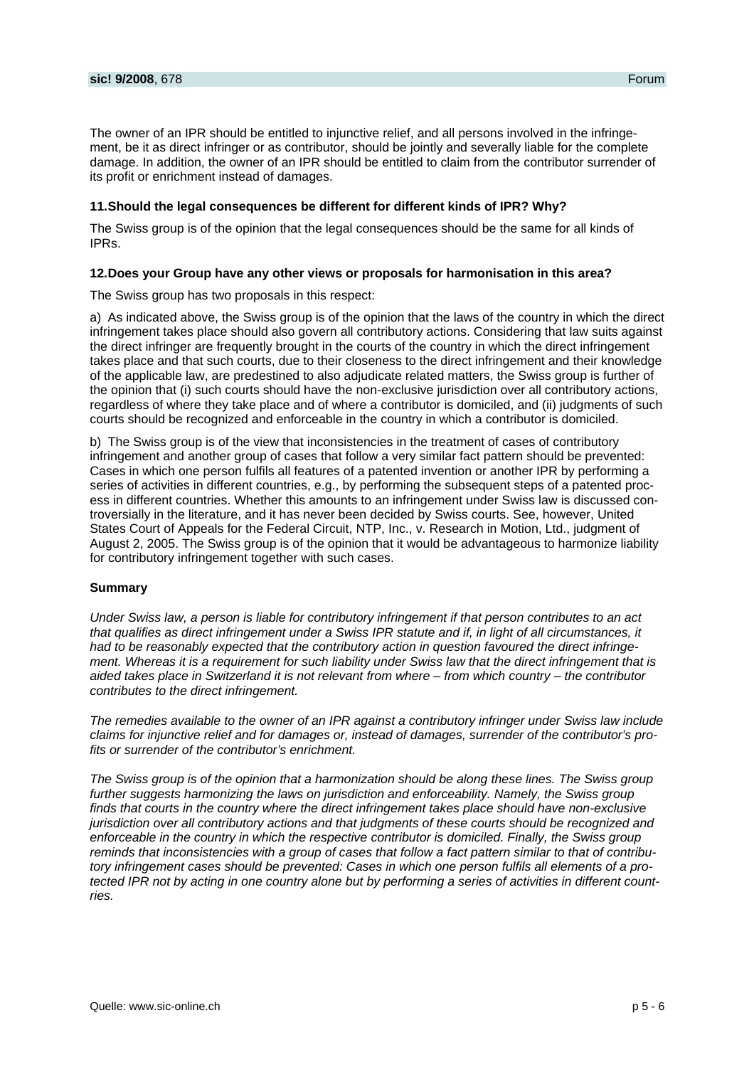The owner of an IPR should be entitled to injunctive relief, and all persons involved in the infringement, be it as direct infringer or as contributor, should be jointly and severally liable for the complete damage. In addition, the owner of an IPR should be entitled to claim from the contributor surrender of its profit or enrichment instead of damages.

**11. Should the legal consequences be different for different kinds of IPR? Why?**

The Swiss group is of the opinion that the legal consequences should be the same for all kinds of IPRs.

**12. Does your Group have any other views or proposals for harmonisation in this area?**

The Swiss group has two proposals in this respect:

a) As indicated above, the Swiss group is of the opinion that the laws of the country in which the direct infringement takes place should also govern all contributory actions. Considering that law suits against the direct infringer are frequently brought in the courts of the country in which the direct infringement takes place and that such courts, due to their closeness to the direct infringement and their knowledge of the applicable law, are predestined to also adjudicate related matters, the Swiss group is further of the opinion that (i) such courts should have the non-exclusive jurisdiction over all contributory actions, regardless of where they take place and of where a contributor is domiciled, and (ii) judgments of such courts should be recognized and enforceable in the country in which a contributor is domiciled.

b) The Swiss group is of the view that inconsistencies in the treatment of cases of contributory infringement and another group of cases that follow a very similar fact pattern should be prevented: Cases in which one person fulfils all features of a patented invention or another IPR by performing a series of activities in different countries, e.g., by performing the subsequent steps of a patented process in different countries. Whether this amounts to an infringement under Swiss law is discussed controversially in the literature, and it has never been decided by Swiss courts. See, however, United States Court of Appeals for the Federal Circuit, NTP, Inc., v. Research in Motion, Ltd., judgment of August 2, 2005. The Swiss group is of the opinion that it would be advantageous to harmonize liability for contributory infringement together with such cases.

**Summary**

*Under Swiss law, a person is liable for contributory infringement if that person contributes to an act that qualifies as direct infringement under a Swiss IPR statute and if, in light of all circumstances, it had to be reasonably expected that the contributory action in question favoured the direct infringement. Whereas it is a requirement for such liability under Swiss law that the direct infringement that is aided takes place in Switzerland it is not relevant from where – from which country – the contributor contributes to the direct infringement.*

*The remedies available to the owner of an IPR against a contributory infringer under Swiss law include claims for injunctive relief and for damages or, instead of damages, surrender of the contributor's profits or surrender of the contributor's enrichment.*

*The Swiss group is of the opinion that a harmonization should be along these lines. The Swiss group further suggests harmonizing the laws on jurisdiction and enforceability. Namely, the Swiss group finds that courts in the country where the direct infringement takes place should have non-exclusive jurisdiction over all contributory actions and that judgments of these courts should be recognized and enforceable in the country in which the respective contributor is domiciled. Finally, the Swiss group reminds that inconsistencies with a group of cases that follow a fact pattern similar to that of contributory infringement cases should be prevented: Cases in which one person fulfils all elements of a protected IPR not by acting in one country alone but by performing a series of activities in different countries.*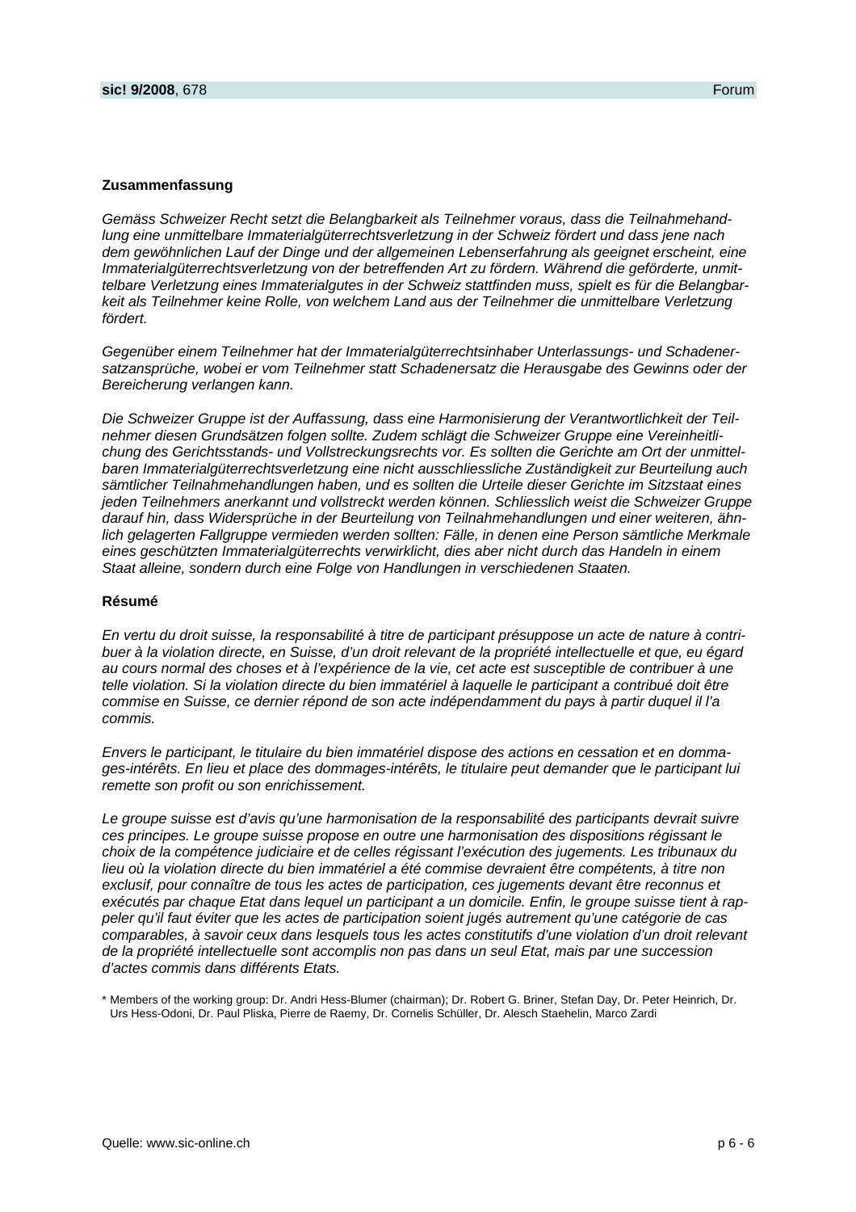**Zusammenfassung**

*Gemäss Schweizer Recht setzt die Belangbarkeit als Teilnehmer voraus, dass die Teilnahmehandlung eine unmittelbare Immaterialgüterrechtsverletzung in der Schweiz fördert und dass jene nach dem gewöhnlichen Lauf der Dinge und der allgemeinen Lebenserfahrung als geeignet erscheint, eine Immaterialgüterrechtsverletzung von der betreffenden Art zu fördern. Während die geförderte, unmittelbare Verletzung eines Immaterialgutes in der Schweiz stattfinden muss, spielt es für die Belangbarkeit als Teilnehmer keine Rolle, von welchem Land aus der Teilnehmer die unmittelbare Verletzung fördert.*

*Gegenüber einem Teilnehmer hat der Immaterialgüterrechtsinhaber Unterlassungs- und Schadenersatzansprüche, wobei er vom Teilnehmer statt Schadenersatz die Herausgabe des Gewinns oder der Bereicherung verlangen kann.*

*Die Schweizer Gruppe ist der Auffassung, dass eine Harmonisierung der Verantwortlichkeit der Teilnehmer diesen Grundsätzen folgen sollte. Zudem schlägt die Schweizer Gruppe eine Vereinheitlichung des Gerichtsstands- und Vollstreckungsrechts vor. Es sollten die Gerichte am Ort der unmittelbaren Immaterialgüterrechtsverletzung eine nicht ausschliessliche Zuständigkeit zur Beurteilung auch sämtlicher Teilnahmehandlungen haben, und es sollten die Urteile dieser Gerichte im Sitzstaat eines jeden Teilnehmers anerkannt und vollstreckt werden können. Schliesslich weist die Schweizer Gruppe darauf hin, dass Widersprüche in der Beurteilung von Teilnahmehandlungen und einer weiteren, ähnlich gelagerten Fallgruppe vermieden werden sollten: Fälle, in denen eine Person sämtliche Merkmale eines geschützten Immaterialgüterrechts verwirklicht, dies aber nicht durch das Handeln in einem Staat alleine, sondern durch eine Folge von Handlungen in verschiedenen Staaten.*

**Résumé**

*En vertu du droit suisse, la responsabilité à titre de participant présuppose un acte de nature à contribuer à la violation directe, en Suisse, d'un droit relevant de la propriété intellectuelle et que, eu égard au cours normal des choses et à l'expérience de la vie, cet acte est susceptible de contribuer à une telle violation. Si la violation directe du bien immatériel à laquelle le participant a contribué doit être commise en Suisse, ce dernier répond de son acte indépendamment du pays à partir duquel il l'a commis.*

*Envers le participant, le titulaire du bien immatériel dispose des actions en cessation et en dommages-intérêts. En lieu et place des dommages-intérêts, le titulaire peut demander que le participant lui remette son profit ou son enrichissement.*

*Le groupe suisse est d'avis qu'une harmonisation de la responsabilité des participants devrait suivre ces principes. Le groupe suisse propose en outre une harmonisation des dispositions régissant le choix de la compétence judiciaire et de celles régissant l'exécution des jugements. Les tribunaux du lieu où la violation directe du bien immatériel a été commise devraient être compétents, à titre non exclusif, pour connaître de tous les actes de participation, ces jugements devant être reconnus et exécutés par chaque Etat dans lequel un participant a un domicile. Enfin, le groupe suisse tient à rappeler qu'il faut éviter que les actes de participation soient jugés autrement qu'une catégorie de cas comparables, à savoir ceux dans lesquels tous les actes constitutifs d'une violation d'un droit relevant de la propriété intellectuelle sont accomplis non pas dans un seul Etat, mais par une succession d'actes commis dans différents Etats.*

\* Members of the working group: Dr. Andri Hess-Blumer (chairman); Dr. Robert G. Briner, Stefan Day, Dr. Peter Heinrich, Dr. Urs Hess-Odoni, Dr. Paul Pliska, Pierre de Raemy, Dr. Cornelis Schüller, Dr. Alesch Staehelin, Marco Zardi